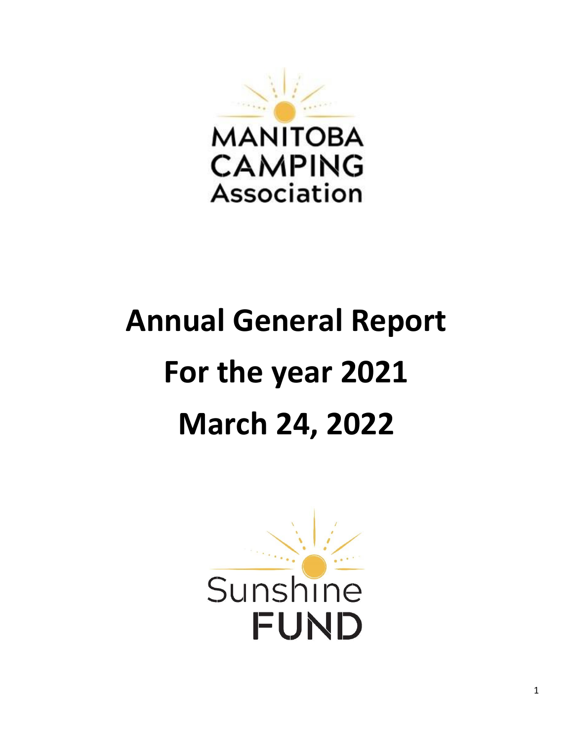MANITOBA CAMPING Association

# Annual General Report

# For the year 2021

# March 24, 2022

Sunshine FUND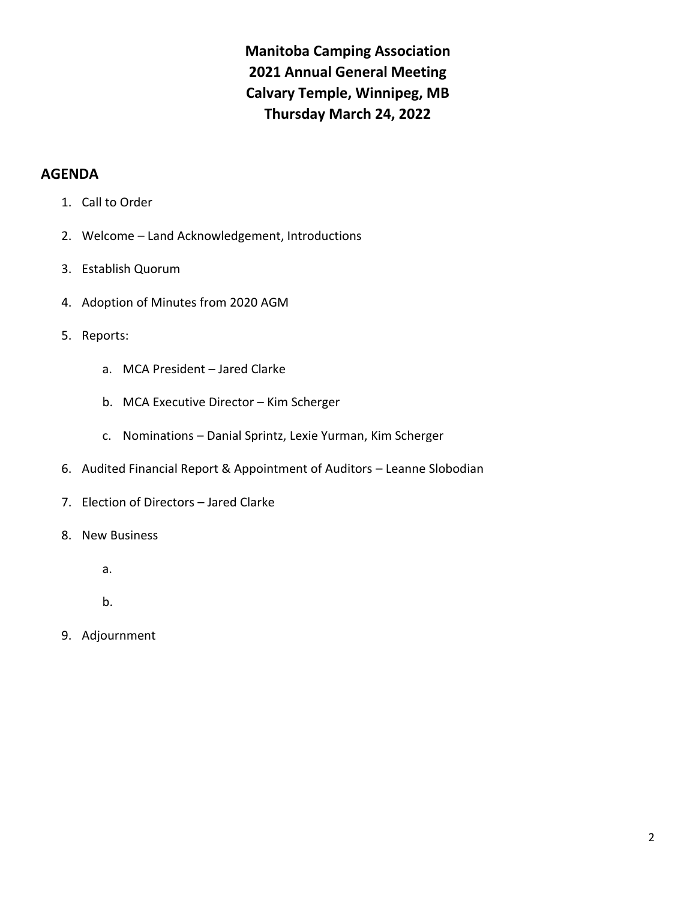# Manitoba Camping Association
# 2021 Annual General Meeting
# Calvary Temple, Winnipeg, MB
# Thursday March 24, 2022

## AGENDA

1. Call to Order
2. Welcome – Land Acknowledgement, Introductions
3. Establish Quorum
4. Adoption of Minutes from 2020 AGM
5. Reports:
   a. MCA President – Jared Clarke
   b. MCA Executive Director – Kim Scherger
   c. Nominations – Danial Sprintz, Lexie Yurman, Kim Scherger
6. Audited Financial Report & Appointment of Auditors – Leanne Slobodian
7. Election of Directors – Jared Clarke
8. New Business
   a.
   b.
9. Adjournment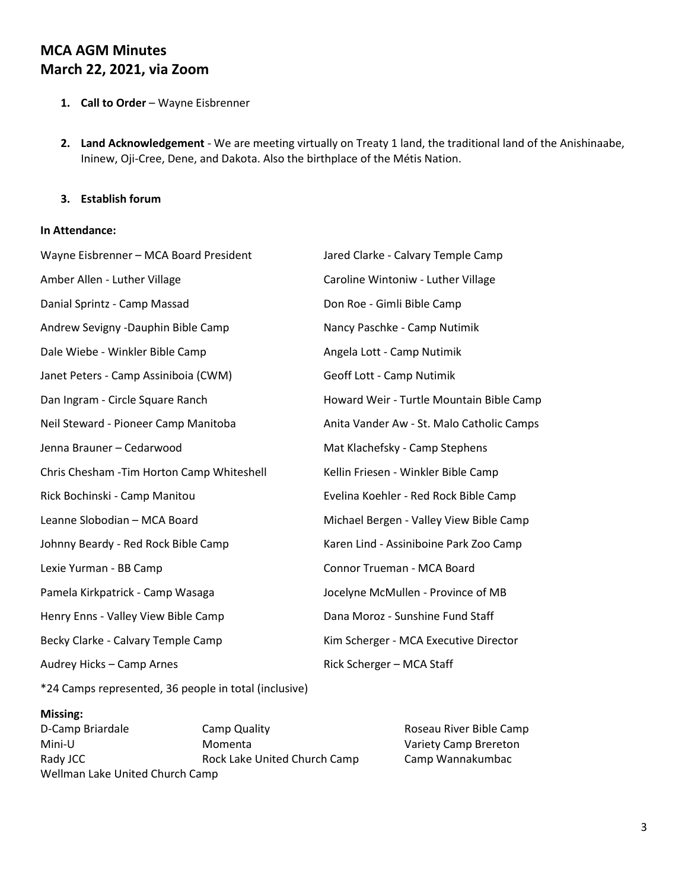# MCA AGM Minutes
# March 22, 2021, via Zoom

1. **Call to Order** – Wayne Eisbrenner

2. **Land Acknowledgement** - We are meeting virtually on Treaty 1 land, the traditional land of the Anishinaabe, Ininew, Oji-Cree, Dene, and Dakota. Also the birthplace of the Métis Nation.

3. **Establish forum**

**In Attendance:**

| | |
|---|---|
| Wayne Eisbrenner – MCA Board President | Jared Clarke - Calvary Temple Camp |
| Amber Allen - Luther Village | Caroline Wintoniw - Luther Village |
| Danial Sprintz - Camp Massad | Don Roe - Gimli Bible Camp |
| Andrew Sevigny -Dauphin Bible Camp | Nancy Paschke - Camp Nutimik |
| Dale Wiebe - Winkler Bible Camp | Angela Lott - Camp Nutimik |
| Janet Peters - Camp Assiniboia (CWM) | Geoff Lott - Camp Nutimik |
| Dan Ingram - Circle Square Ranch | Howard Weir - Turtle Mountain Bible Camp |
| Neil Steward - Pioneer Camp Manitoba | Anita Vander Aw - St. Malo Catholic Camps |
| Jenna Brauner – Cedarwood | Mat Klachefsky - Camp Stephens |
| Chris Chesham -Tim Horton Camp Whiteshell | Kellin Friesen - Winkler Bible Camp |
| Rick Bochinski - Camp Manitou | Evelina Koehler - Red Rock Bible Camp |
| Leanne Slobodian – MCA Board | Michael Bergen - Valley View Bible Camp |
| Johnny Beardy - Red Rock Bible Camp | Karen Lind - Assiniboine Park Zoo Camp |
| Lexie Yurman - BB Camp | Connor Trueman - MCA Board |
| Pamela Kirkpatrick - Camp Wasaga | Jocelyne McMullen - Province of MB |
| Henry Enns - Valley View Bible Camp | Dana Moroz - Sunshine Fund Staff |
| Becky Clarke - Calvary Temple Camp | Kim Scherger - MCA Executive Director |
| Audrey Hicks – Camp Arnes | Rick Scherger – MCA Staff |

*24 Camps represented, 36 people in total (inclusive)

**Missing:**

| | | |
|---|---|---|
| D-Camp Briardale | Camp Quality | Roseau River Bible Camp |
| Mini-U | Momenta | Variety Camp Brereton |
| Rady JCC | Rock Lake United Church Camp | Camp Wannakumbac |
| Wellman Lake United Church Camp | | |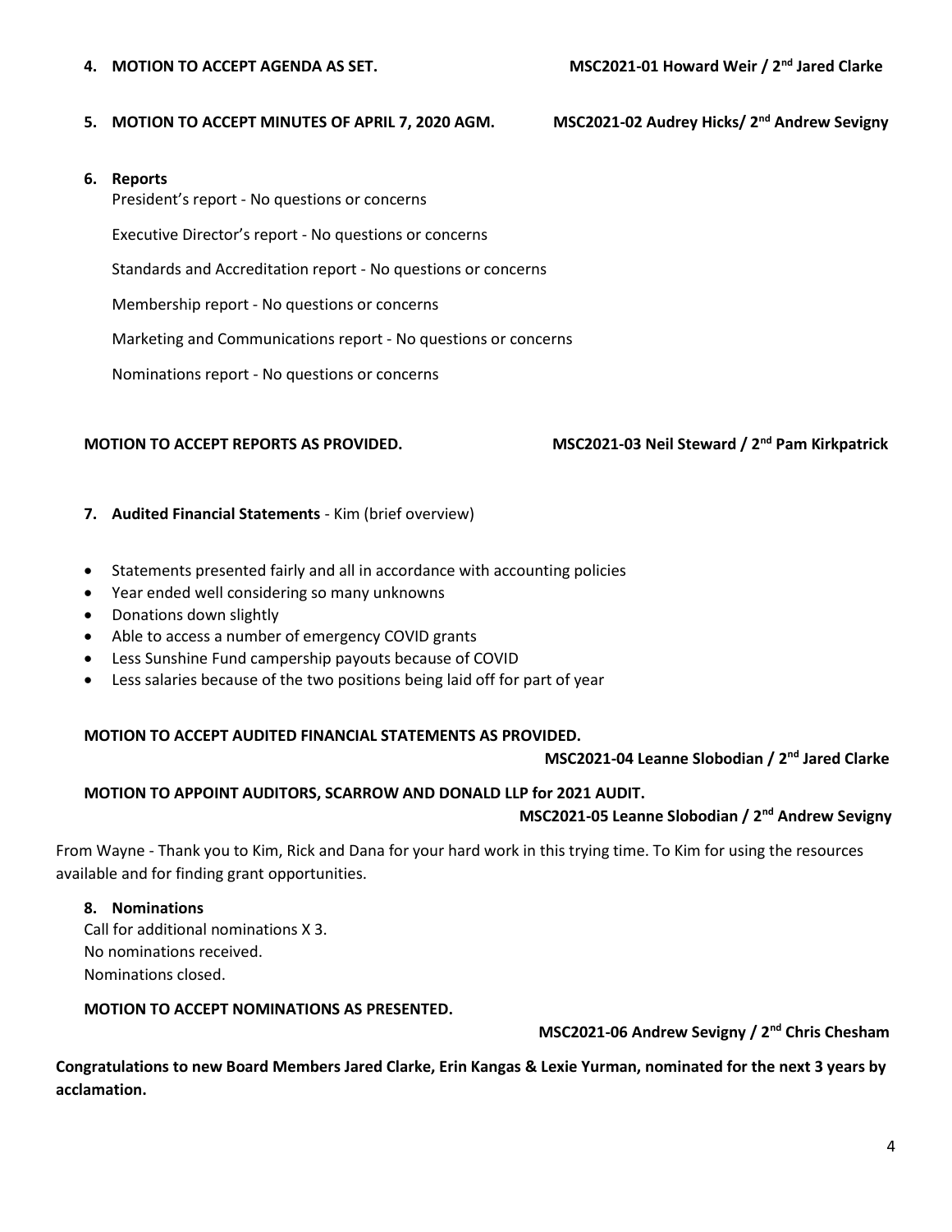**4. MOTION TO ACCEPT AGENDA AS SET.** **MSC2021-01 Howard Weir / 2nd Jared Clarke**

**5. MOTION TO ACCEPT MINUTES OF APRIL 7, 2020 AGM.** **MSC2021-02 Audrey Hicks/ 2nd Andrew Sevigny**

**6. Reports**

President's report - No questions or concerns

Executive Director's report - No questions or concerns

Standards and Accreditation report - No questions or concerns

Membership report - No questions or concerns

Marketing and Communications report - No questions or concerns

Nominations report - No questions or concerns

**MOTION TO ACCEPT REPORTS AS PROVIDED.** **MSC2021-03 Neil Steward / 2nd Pam Kirkpatrick**

**7. Audited Financial Statements** - Kim (brief overview)

- Statements presented fairly and all in accordance with accounting policies
- Year ended well considering so many unknowns
- Donations down slightly
- Able to access a number of emergency COVID grants
- Less Sunshine Fund campership payouts because of COVID
- Less salaries because of the two positions being laid off for part of year

**MOTION TO ACCEPT AUDITED FINANCIAL STATEMENTS AS PROVIDED.**

**MSC2021-04 Leanne Slobodian / 2nd Jared Clarke**

**MOTION TO APPOINT AUDITORS, SCARROW AND DONALD LLP for 2021 AUDIT.**

**MSC2021-05 Leanne Slobodian / 2nd Andrew Sevigny**

From Wayne - Thank you to Kim, Rick and Dana for your hard work in this trying time. To Kim for using the resources available and for finding grant opportunities.

**8. Nominations**

Call for additional nominations X 3.
No nominations received.
Nominations closed.

**MOTION TO ACCEPT NOMINATIONS AS PRESENTED.**

**MSC2021-06 Andrew Sevigny / 2nd Chris Chesham**

**Congratulations to new Board Members Jared Clarke, Erin Kangas & Lexie Yurman, nominated for the next 3 years by acclamation.**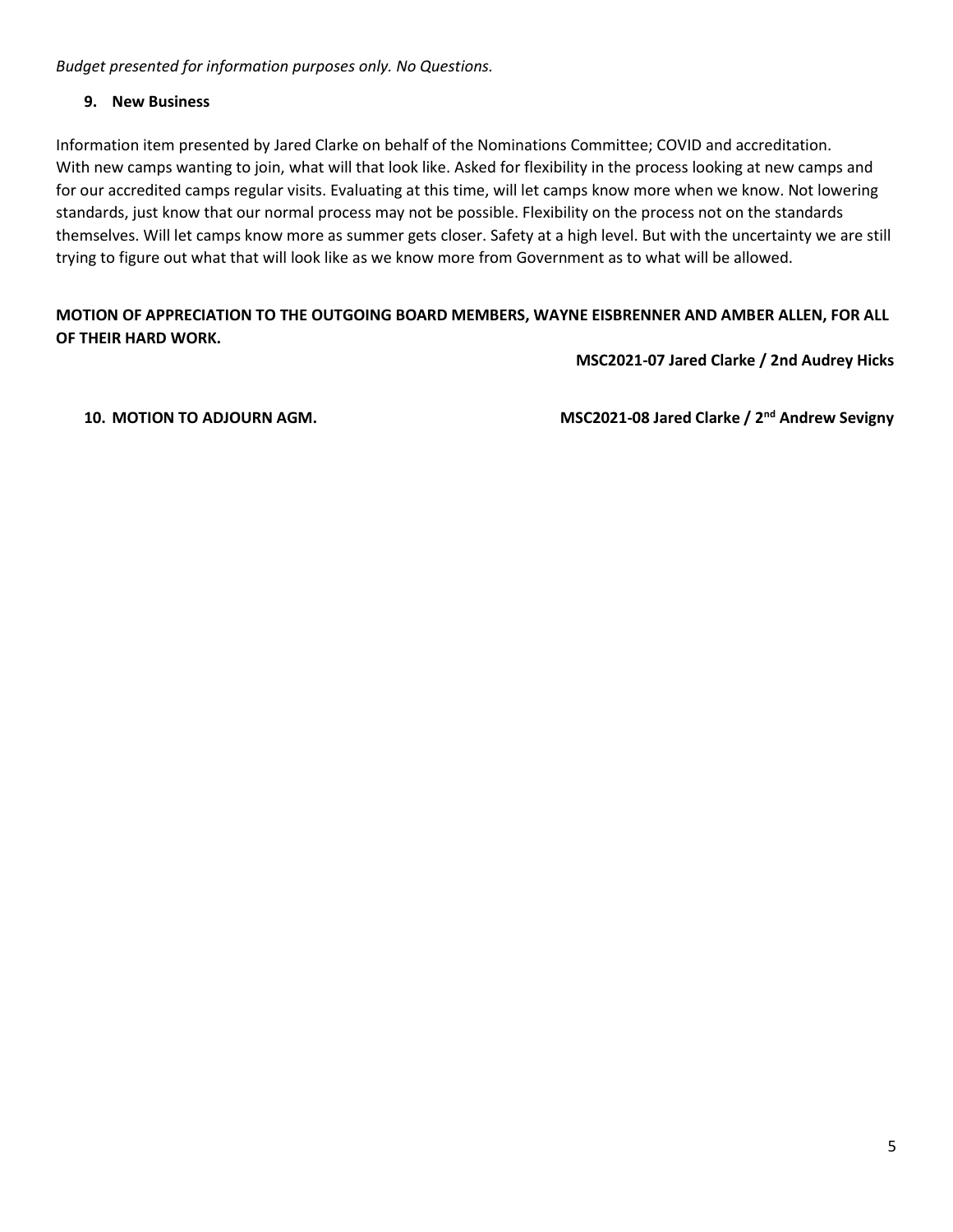*Budget presented for information purposes only. No Questions.*

### 9. New Business

Information item presented by Jared Clarke on behalf of the Nominations Committee; COVID and accreditation. With new camps wanting to join, what will that look like. Asked for flexibility in the process looking at new camps and for our accredited camps regular visits. Evaluating at this time, will let camps know more when we know. Not lowering standards, just know that our normal process may not be possible. Flexibility on the process not on the standards themselves. Will let camps know more as summer gets closer. Safety at a high level. But with the uncertainty we are still trying to figure out what that will look like as we know more from Government as to what will be allowed.

**MOTION OF APPRECIATION TO THE OUTGOING BOARD MEMBERS, WAYNE EISBRENNER AND AMBER ALLEN, FOR ALL OF THEIR HARD WORK.**

**MSC2021-07 Jared Clarke / 2nd Audrey Hicks**

### 10. MOTION TO ADJOURN AGM.

**MSC2021-08 Jared Clarke / 2nd Andrew Sevigny**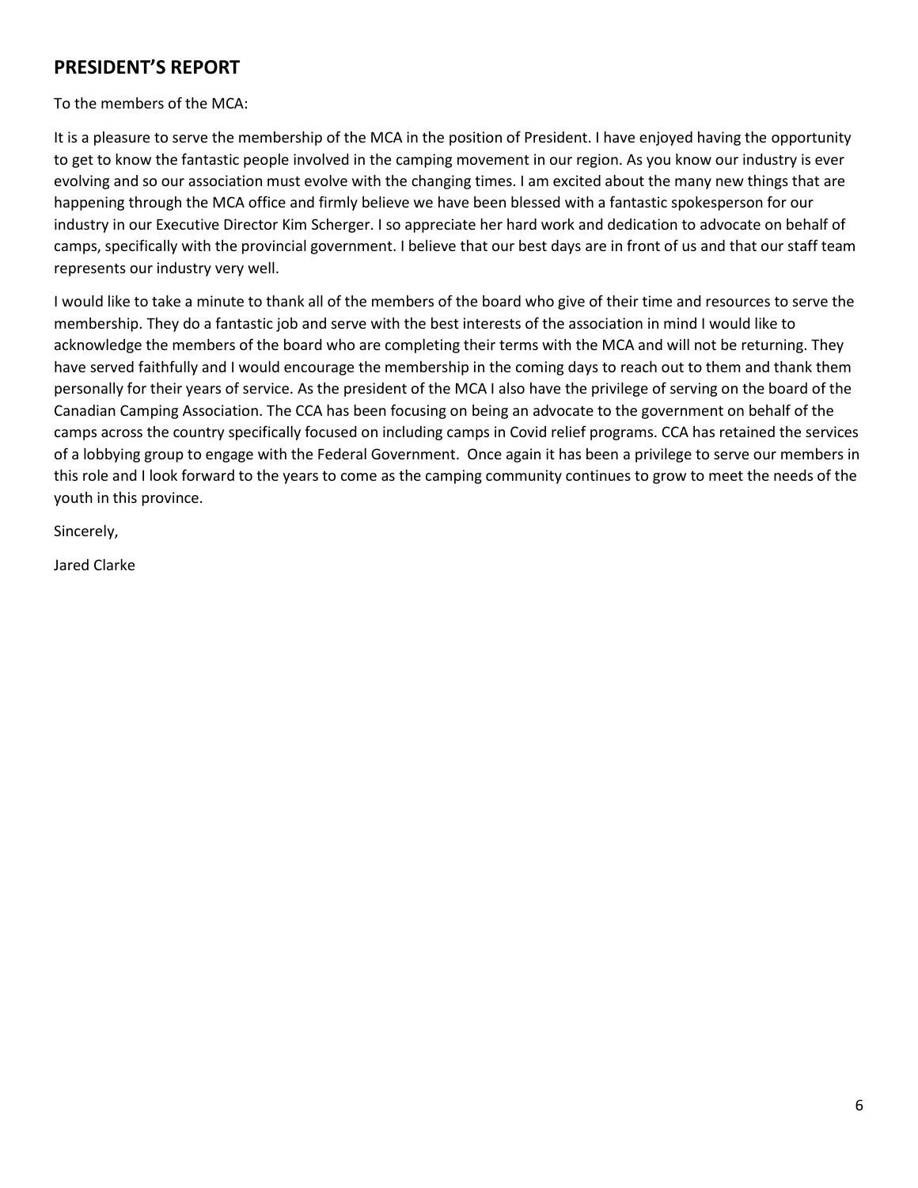## PRESIDENT'S REPORT

To the members of the MCA:

It is a pleasure to serve the membership of the MCA in the position of President. I have enjoyed having the opportunity to get to know the fantastic people involved in the camping movement in our region. As you know our industry is ever evolving and so our association must evolve with the changing times. I am excited about the many new things that are happening through the MCA office and firmly believe we have been blessed with a fantastic spokesperson for our industry in our Executive Director Kim Scherger. I so appreciate her hard work and dedication to advocate on behalf of camps, specifically with the provincial government. I believe that our best days are in front of us and that our staff team represents our industry very well.

I would like to take a minute to thank all of the members of the board who give of their time and resources to serve the membership. They do a fantastic job and serve with the best interests of the association in mind I would like to acknowledge the members of the board who are completing their terms with the MCA and will not be returning. They have served faithfully and I would encourage the membership in the coming days to reach out to them and thank them personally for their years of service. As the president of the MCA I also have the privilege of serving on the board of the Canadian Camping Association. The CCA has been focusing on being an advocate to the government on behalf of the camps across the country specifically focused on including camps in Covid relief programs. CCA has retained the services of a lobbying group to engage with the Federal Government. Once again it has been a privilege to serve our members in this role and I look forward to the years to come as the camping community continues to grow to meet the needs of the youth in this province.

Sincerely,

Jared Clarke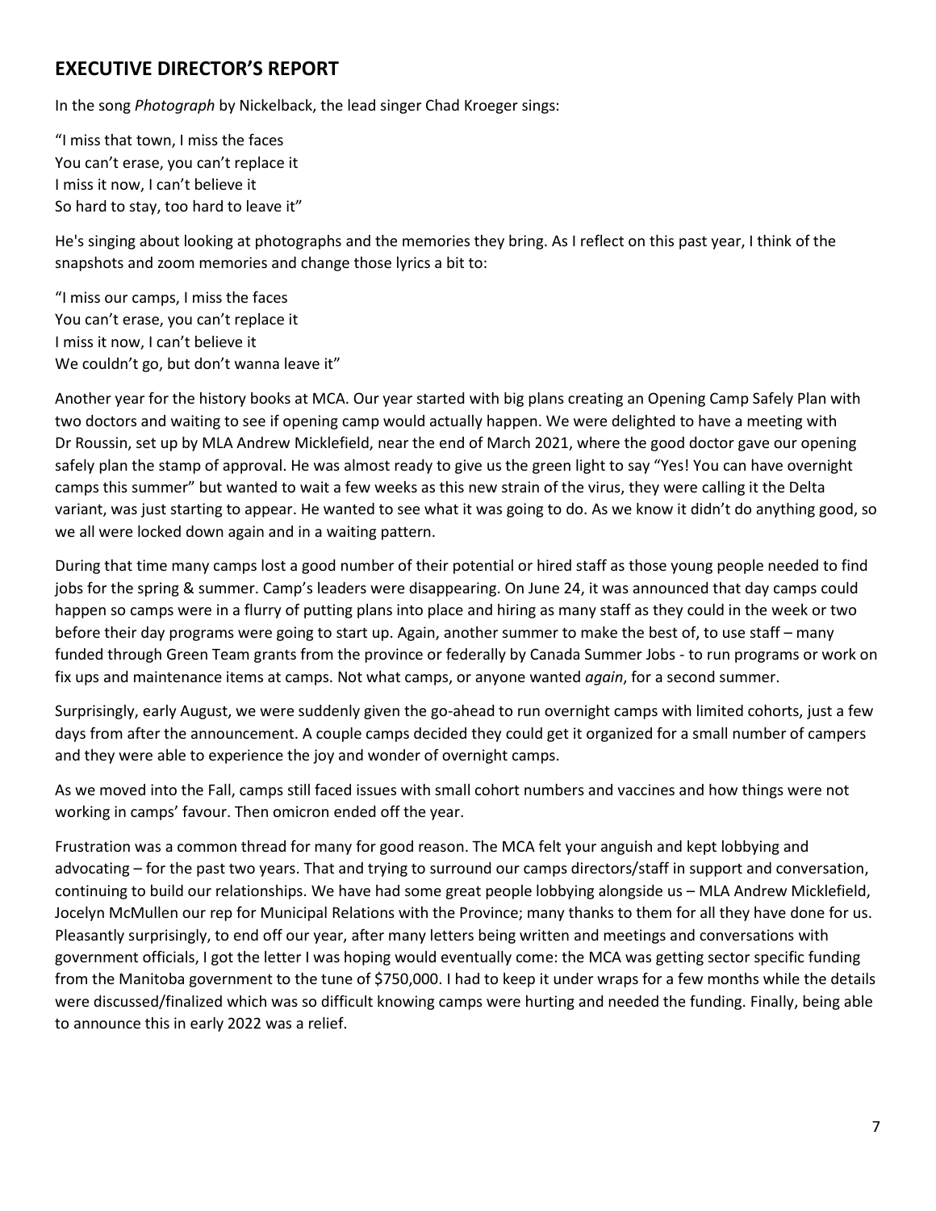## EXECUTIVE DIRECTOR'S REPORT

In the song *Photograph* by Nickelback, the lead singer Chad Kroeger sings:

"I miss that town, I miss the faces  
You can't erase, you can't replace it  
I miss it now, I can't believe it  
So hard to stay, too hard to leave it"

He's singing about looking at photographs and the memories they bring. As I reflect on this past year, I think of the snapshots and zoom memories and change those lyrics a bit to:

"I miss our camps, I miss the faces  
You can't erase, you can't replace it  
I miss it now, I can't believe it  
We couldn't go, but don't wanna leave it"

Another year for the history books at MCA. Our year started with big plans creating an Opening Camp Safely Plan with two doctors and waiting to see if opening camp would actually happen. We were delighted to have a meeting with Dr Roussin, set up by MLA Andrew Micklefield, near the end of March 2021, where the good doctor gave our opening safely plan the stamp of approval. He was almost ready to give us the green light to say "Yes! You can have overnight camps this summer" but wanted to wait a few weeks as this new strain of the virus, they were calling it the Delta variant, was just starting to appear. He wanted to see what it was going to do. As we know it didn't do anything good, so we all were locked down again and in a waiting pattern.

During that time many camps lost a good number of their potential or hired staff as those young people needed to find jobs for the spring & summer. Camp's leaders were disappearing. On June 24, it was announced that day camps could happen so camps were in a flurry of putting plans into place and hiring as many staff as they could in the week or two before their day programs were going to start up. Again, another summer to make the best of, to use staff – many funded through Green Team grants from the province or federally by Canada Summer Jobs - to run programs or work on fix ups and maintenance items at camps. Not what camps, or anyone wanted *again*, for a second summer.

Surprisingly, early August, we were suddenly given the go-ahead to run overnight camps with limited cohorts, just a few days from after the announcement. A couple camps decided they could get it organized for a small number of campers and they were able to experience the joy and wonder of overnight camps.

As we moved into the Fall, camps still faced issues with small cohort numbers and vaccines and how things were not working in camps' favour. Then omicron ended off the year.

Frustration was a common thread for many for good reason. The MCA felt your anguish and kept lobbying and advocating – for the past two years. That and trying to surround our camps directors/staff in support and conversation, continuing to build our relationships. We have had some great people lobbying alongside us – MLA Andrew Micklefield, Jocelyn McMullen our rep for Municipal Relations with the Province; many thanks to them for all they have done for us. Pleasantly surprisingly, to end off our year, after many letters being written and meetings and conversations with government officials, I got the letter I was hoping would eventually come: the MCA was getting sector specific funding from the Manitoba government to the tune of $750,000. I had to keep it under wraps for a few months while the details were discussed/finalized which was so difficult knowing camps were hurting and needed the funding. Finally, being able to announce this in early 2022 was a relief.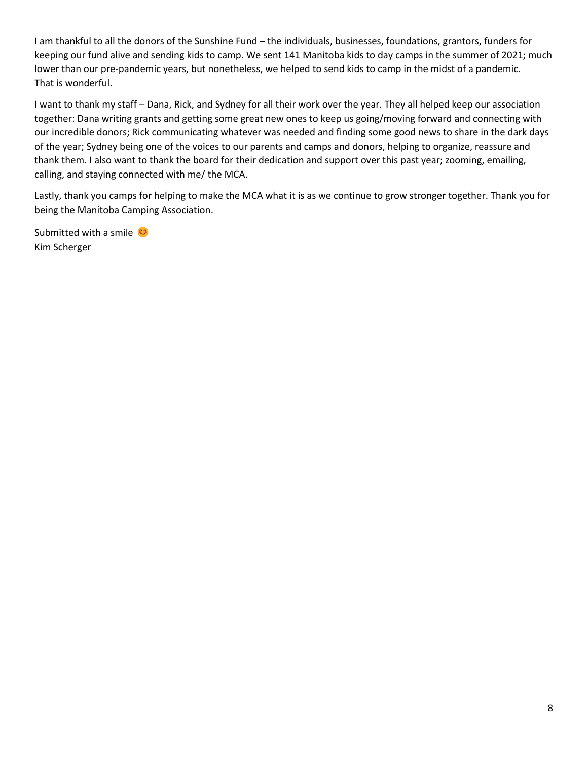I am thankful to all the donors of the Sunshine Fund – the individuals, businesses, foundations, grantors, funders for keeping our fund alive and sending kids to camp. We sent 141 Manitoba kids to day camps in the summer of 2021; much lower than our pre-pandemic years, but nonetheless, we helped to send kids to camp in the midst of a pandemic. That is wonderful.

I want to thank my staff – Dana, Rick, and Sydney for all their work over the year. They all helped keep our association together: Dana writing grants and getting some great new ones to keep us going/moving forward and connecting with our incredible donors; Rick communicating whatever was needed and finding some good news to share in the dark days of the year; Sydney being one of the voices to our parents and camps and donors, helping to organize, reassure and thank them. I also want to thank the board for their dedication and support over this past year; zooming, emailing, calling, and staying connected with me/ the MCA.

Lastly, thank you camps for helping to make the MCA what it is as we continue to grow stronger together. Thank you for being the Manitoba Camping Association.

Submitted with a smile 😊
Kim Scherger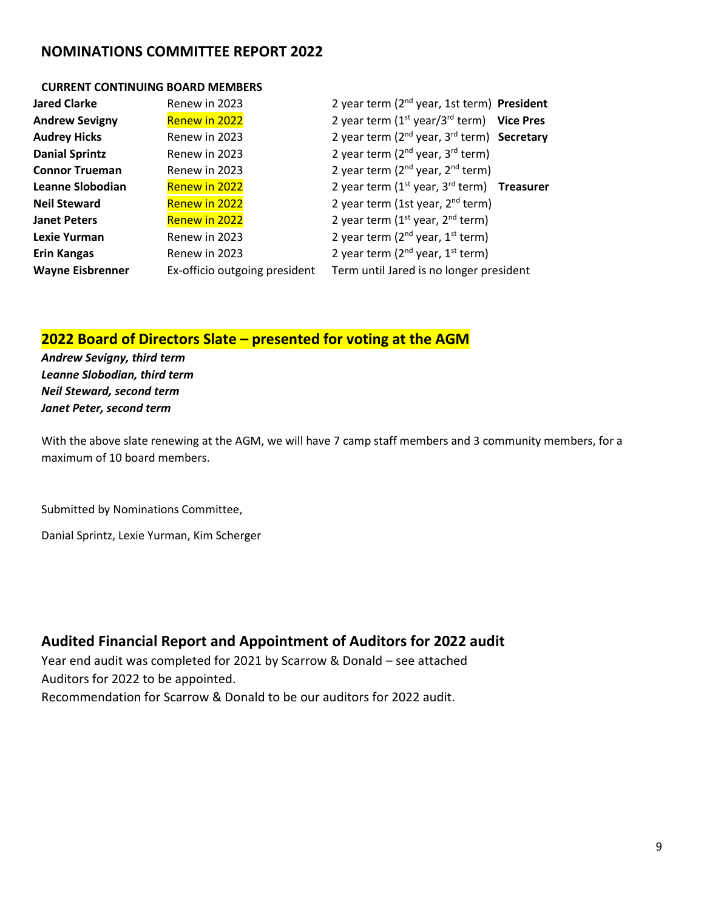## NOMINATIONS COMMITTEE REPORT 2022

### CURRENT CONTINUING BOARD MEMBERS

| | | | |
|---|---|---|---|
| **Jared Clarke** | Renew in 2023 | 2 year term (2nd year, 1st term) | **President** |
| **Andrew Sevigny** | Renew in 2022 | 2 year term (1st year/3rd term) | **Vice Pres** |
| **Audrey Hicks** | Renew in 2023 | 2 year term (2nd year, 3rd term) | **Secretary** |
| **Danial Sprintz** | Renew in 2023 | 2 year term (2nd year, 3rd term) | |
| **Connor Trueman** | Renew in 2023 | 2 year term (2nd year, 2nd term) | |
| **Leanne Slobodian** | Renew in 2022 | 2 year term (1st year, 3rd term) | **Treasurer** |
| **Neil Steward** | Renew in 2022 | 2 year term (1st year, 2nd term) | |
| **Janet Peters** | Renew in 2022 | 2 year term (1st year, 2nd term) | |
| **Lexie Yurman** | Renew in 2023 | 2 year term (2nd year, 1st term) | |
| **Erin Kangas** | Renew in 2023 | 2 year term (2nd year, 1st term) | |
| **Wayne Eisbrenner** | Ex-officio outgoing president | Term until Jared is no longer president | |

## 2022 Board of Directors Slate – presented for voting at the AGM

***Andrew Sevigny, third term***
***Leanne Slobodian, third term***
***Neil Steward, second term***
***Janet Peter, second term***

With the above slate renewing at the AGM, we will have 7 camp staff members and 3 community members, for a maximum of 10 board members.

Submitted by Nominations Committee,

Danial Sprintz, Lexie Yurman, Kim Scherger

## Audited Financial Report and Appointment of Auditors for 2022 audit

Year end audit was completed for 2021 by Scarrow & Donald – see attached
Auditors for 2022 to be appointed.
Recommendation for Scarrow & Donald to be our auditors for 2022 audit.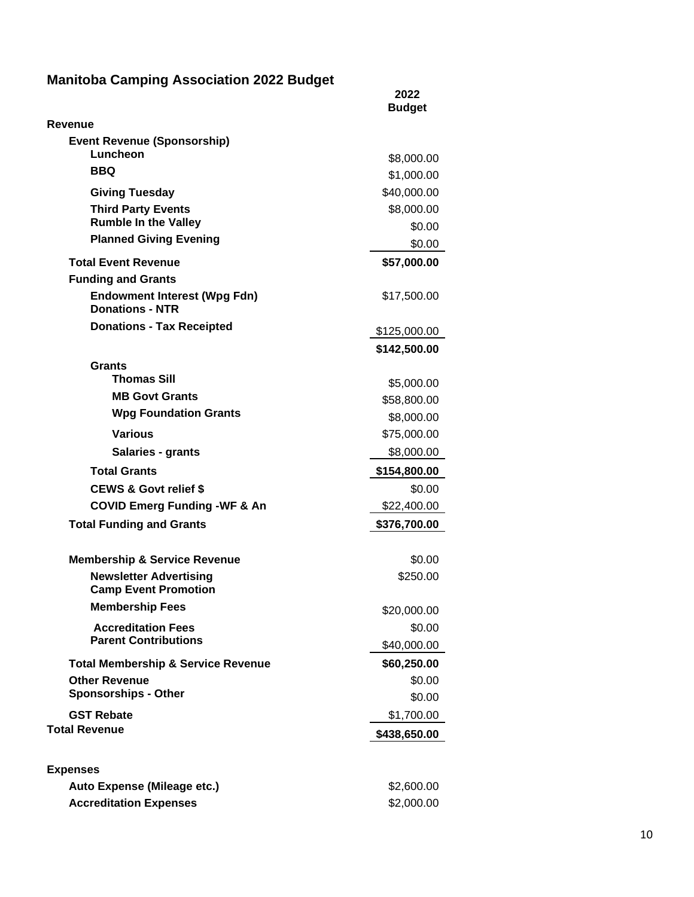# Manitoba Camping Association 2022 Budget

| | 2022 Budget |
|---|---|
| **Revenue** | |
| **Event Revenue (Sponsorship)** | |
| **Luncheon** | $8,000.00 |
| **BBQ** | $1,000.00 |
| **Giving Tuesday** | $40,000.00 |
| **Third Party Events** | $8,000.00 |
| **Rumble In the Valley** | $0.00 |
| **Planned Giving Evening** | $0.00 |
| **Total Event Revenue** | **$57,000.00** |
| **Funding and Grants** | |
| **Endowment Interest (Wpg Fdn)** | $17,500.00 |
| **Donations - NTR** | |
| **Donations - Tax Receipted** | $125,000.00 |
| | **$142,500.00** |
| **Grants** | |
| **Thomas Sill** | $5,000.00 |
| **MB Govt Grants** | $58,800.00 |
| **Wpg Foundation Grants** | $8,000.00 |
| **Various** | $75,000.00 |
| **Salaries - grants** | $8,000.00 |
| **Total Grants** | **$154,800.00** |
| **CEWS & Govt relief $** | $0.00 |
| **COVID Emerg Funding -WF & An** | $22,400.00 |
| **Total Funding and Grants** | **$376,700.00** |
| **Membership & Service Revenue** | $0.00 |
| **Newsletter Advertising** | $250.00 |
| **Camp Event Promotion** | |
| **Membership Fees** | $20,000.00 |
| **Accreditation Fees** | $0.00 |
| **Parent Contributions** | $40,000.00 |
| **Total Membership & Service Revenue** | **$60,250.00** |
| **Other Revenue** | $0.00 |
| **Sponsorships - Other** | $0.00 |
| **GST Rebate** | $1,700.00 |
| **Total Revenue** | **$438,650.00** |
| **Expenses** | |
| **Auto Expense (Mileage etc.)** | $2,600.00 |
| **Accreditation Expenses** | $2,000.00 |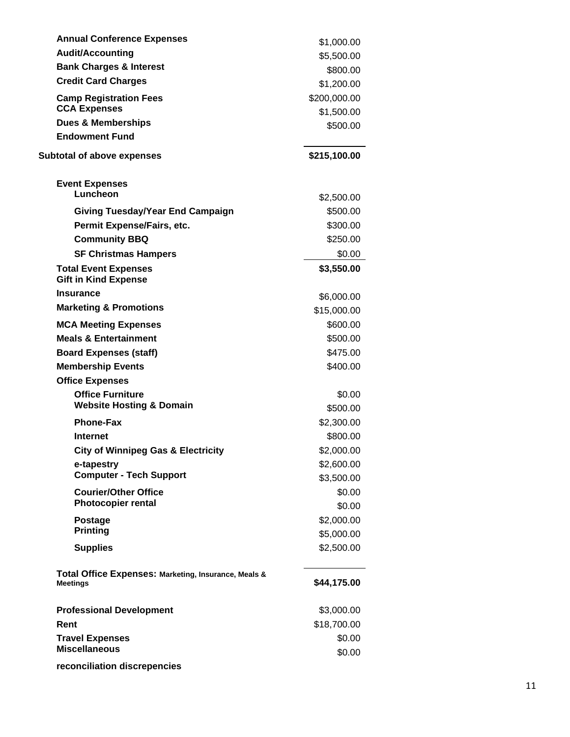| | |
|---|---|
| **Annual Conference Expenses** | $1,000.00 |
| **Audit/Accounting** | $5,500.00 |
| **Bank Charges & Interest** | $800.00 |
| **Credit Card Charges** | $1,200.00 |
| **Camp Registration Fees** | $200,000.00 |
| **CCA Expenses** | $1,500.00 |
| **Dues & Memberships** | $500.00 |
| **Endowment Fund** | |
| **Subtotal of above expenses** | **$215,100.00** |
| **Event Expenses** | |
| **Luncheon** | $2,500.00 |
| **Giving Tuesday/Year End Campaign** | $500.00 |
| **Permit Expense/Fairs, etc.** | $300.00 |
| **Community BBQ** | $250.00 |
| **SF Christmas Hampers** | $0.00 |
| **Total Event Expenses** | **$3,550.00** |
| **Gift in Kind Expense** | |
| **Insurance** | $6,000.00 |
| **Marketing & Promotions** | $15,000.00 |
| **MCA Meeting Expenses** | $600.00 |
| **Meals & Entertainment** | $500.00 |
| **Board Expenses (staff)** | $475.00 |
| **Membership Events** | $400.00 |
| **Office Expenses** | |
| **Office Furniture** | $0.00 |
| **Website Hosting & Domain** | $500.00 |
| **Phone-Fax** | $2,300.00 |
| **Internet** | $800.00 |
| **City of Winnipeg Gas & Electricity** | $2,000.00 |
| **e-tapestry** | $2,600.00 |
| **Computer - Tech Support** | $3,500.00 |
| **Courier/Other Office** | $0.00 |
| **Photocopier rental** | $0.00 |
| **Postage** | $2,000.00 |
| **Printing** | $5,000.00 |
| **Supplies** | $2,500.00 |
| **Total Office Expenses: Marketing, Insurance, Meals & Meetings** | **$44,175.00** |
| **Professional Development** | $3,000.00 |
| **Rent** | $18,700.00 |
| **Travel Expenses** | $0.00 |
| **Miscellaneous** | $0.00 |
| **reconciliation discrepencies** | |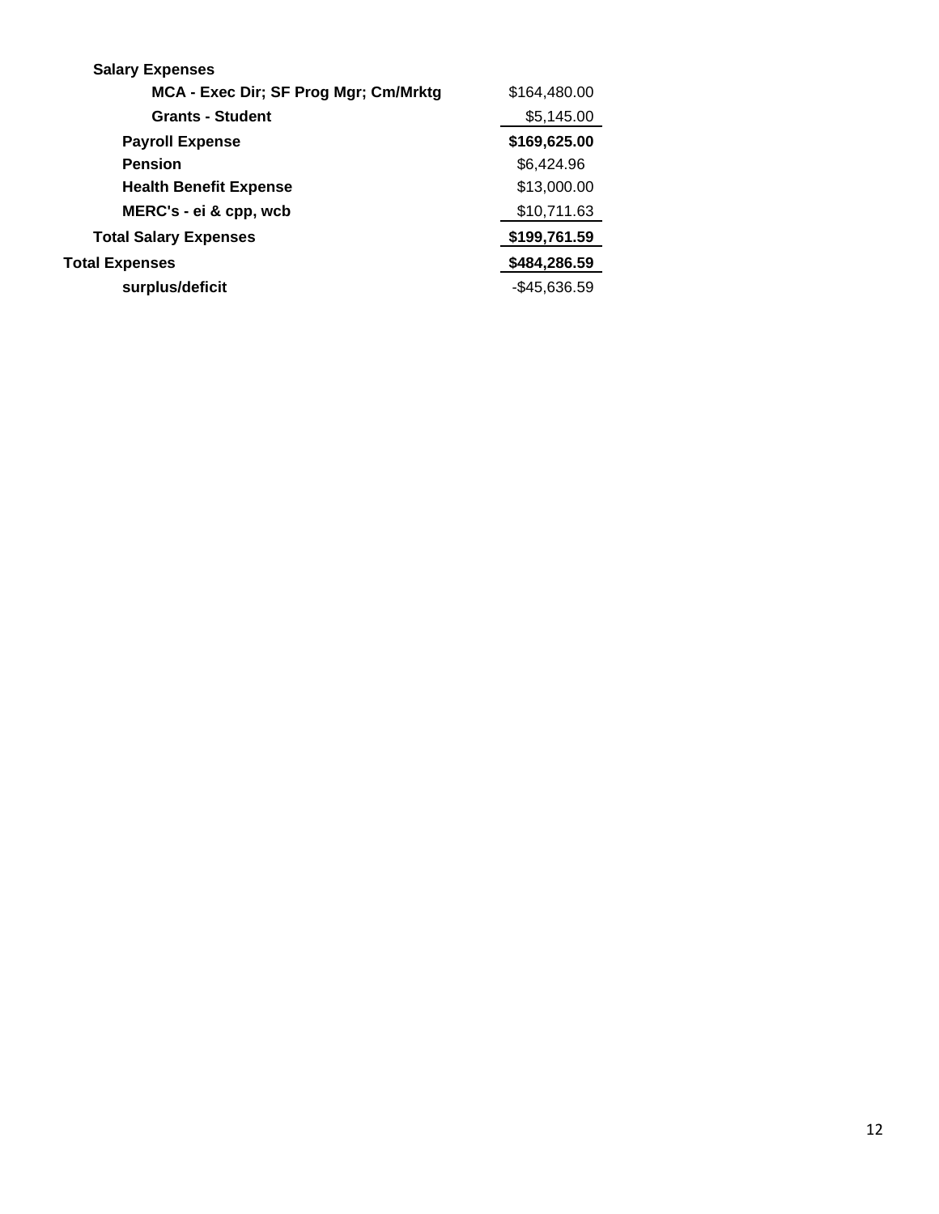| | |
|---|---|
| **Salary Expenses** | |
| **MCA - Exec Dir; SF Prog Mgr; Cm/Mrktg** | $164,480.00 |
| **Grants - Student** | $5,145.00 |
| **Payroll Expense** | **$169,625.00** |
| **Pension** | $6,424.96 |
| **Health Benefit Expense** | $13,000.00 |
| **MERC's - ei & cpp, wcb** | $10,711.63 |
| **Total Salary Expenses** | **$199,761.59** |
| **Total Expenses** | **$484,286.59** |
| **surplus/deficit** | -$45,636.59 |